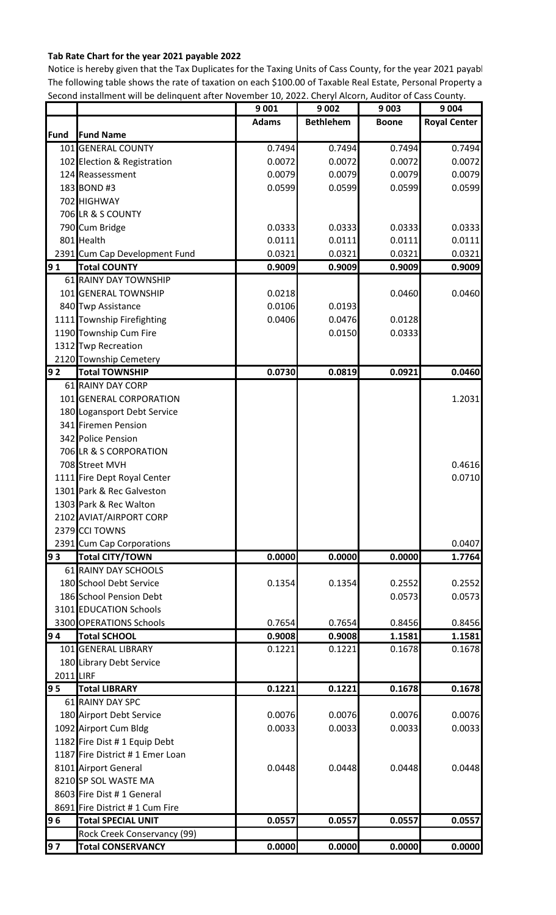**Tab Rate Chart for the year 2021 payable 2022**

Notice is hereby given that the Tax Duplicates for the Taxing Units of Cass County, for the year 2021 payabl
The following table shows the rate of taxation on each $100.00 of Taxable Real Estate, Personal Property a
Second installment will be delinquent after November 10, 2022. Cheryl Alcorn, Auditor of Cass County.

| | | 9 001 | 9 002 | 9 003 | 9 004 |
|---|---|---|---|---|---|
| | | Adams | Bethlehem | Boone | Royal Center |
| **Fund** | **Fund Name** | | | | |
| 101 | GENERAL COUNTY | 0.7494 | 0.7494 | 0.7494 | 0.7494 |
| 102 | Election & Registration | 0.0072 | 0.0072 | 0.0072 | 0.0072 |
| 124 | Reassessment | 0.0079 | 0.0079 | 0.0079 | 0.0079 |
| 183 | BOND #3 | 0.0599 | 0.0599 | 0.0599 | 0.0599 |
| 702 | HIGHWAY | | | | |
| 706 | LR & S COUNTY | | | | |
| 790 | Cum Bridge | 0.0333 | 0.0333 | 0.0333 | 0.0333 |
| 801 | Health | 0.0111 | 0.0111 | 0.0111 | 0.0111 |
| 2391 | Cum Cap Development Fund | 0.0321 | 0.0321 | 0.0321 | 0.0321 |
| **9 1** | **Total COUNTY** | **0.9009** | **0.9009** | **0.9009** | **0.9009** |
| 61 | RAINY DAY TOWNSHIP | | | | |
| 101 | GENERAL TOWNSHIP | 0.0218 | | 0.0460 | 0.0460 |
| 840 | Twp Assistance | 0.0106 | 0.0193 | | |
| 1111 | Township Firefighting | 0.0406 | 0.0476 | 0.0128 | |
| 1190 | Township Cum Fire | | 0.0150 | 0.0333 | |
| 1312 | Twp Recreation | | | | |
| 2120 | Township Cemetery | | | | |
| **9 2** | **Total TOWNSHIP** | **0.0730** | **0.0819** | **0.0921** | **0.0460** |
| 61 | RAINY DAY CORP | | | | |
| 101 | GENERAL CORPORATION | | | | 1.2031 |
| 180 | Logansport Debt Service | | | | |
| 341 | Firemen Pension | | | | |
| 342 | Police Pension | | | | |
| 706 | LR & S CORPORATION | | | | |
| 708 | Street MVH | | | | 0.4616 |
| 1111 | Fire Dept Royal Center | | | | 0.0710 |
| 1301 | Park & Rec Galveston | | | | |
| 1303 | Park & Rec Walton | | | | |
| 2102 | AVIAT/AIRPORT CORP | | | | |
| 2379 | CCI TOWNS | | | | |
| 2391 | Cum Cap Corporations | | | | 0.0407 |
| **9 3** | **Total CITY/TOWN** | **0.0000** | **0.0000** | **0.0000** | **1.7764** |
| 61 | RAINY DAY SCHOOLS | | | | |
| 180 | School Debt Service | 0.1354 | 0.1354 | 0.2552 | 0.2552 |
| 186 | School Pension Debt | | | 0.0573 | 0.0573 |
| 3101 | EDUCATION Schools | | | | |
| 3300 | OPERATIONS Schools | 0.7654 | 0.7654 | 0.8456 | 0.8456 |
| **9 4** | **Total SCHOOL** | **0.9008** | **0.9008** | **1.1581** | **1.1581** |
| 101 | GENERAL LIBRARY | 0.1221 | 0.1221 | 0.1678 | 0.1678 |
| 180 | Library Debt Service | | | | |
| 2011 | LIRF | | | | |
| **9 5** | **Total LIBRARY** | **0.1221** | **0.1221** | **0.1678** | **0.1678** |
| 61 | RAINY DAY SPC | | | | |
| 180 | Airport Debt Service | 0.0076 | 0.0076 | 0.0076 | 0.0076 |
| 1092 | Airport Cum Bldg | 0.0033 | 0.0033 | 0.0033 | 0.0033 |
| 1182 | Fire Dist # 1 Equip Debt | | | | |
| 1187 | Fire District # 1 Emer Loan | | | | |
| 8101 | Airport General | 0.0448 | 0.0448 | 0.0448 | 0.0448 |
| 8210 | SP SOL WASTE MA | | | | |
| 8603 | Fire Dist # 1 General | | | | |
| 8691 | Fire District # 1 Cum Fire | | | | |
| **9 6** | **Total SPECIAL UNIT** | **0.0557** | **0.0557** | **0.0557** | **0.0557** |
| | Rock Creek Conservancy (99) | | | | |
| **9 7** | **Total CONSERVANCY** | **0.0000** | **0.0000** | **0.0000** | **0.0000** |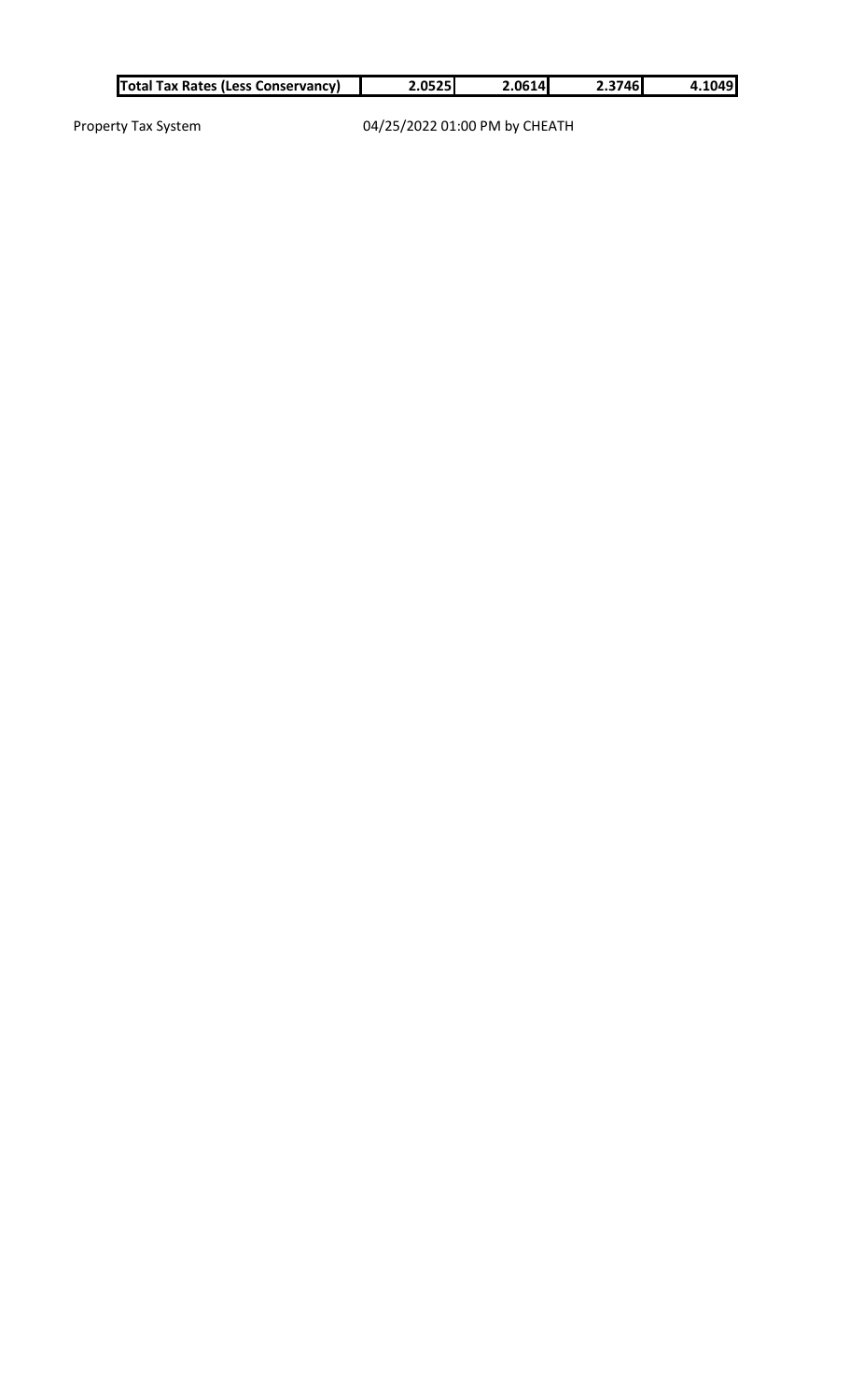| | | | | |
|---|---|---|---|---|
| **Total Tax Rates (Less Conservancy)** | **2.0525** | **2.0614** | **2.3746** | **4.1049** |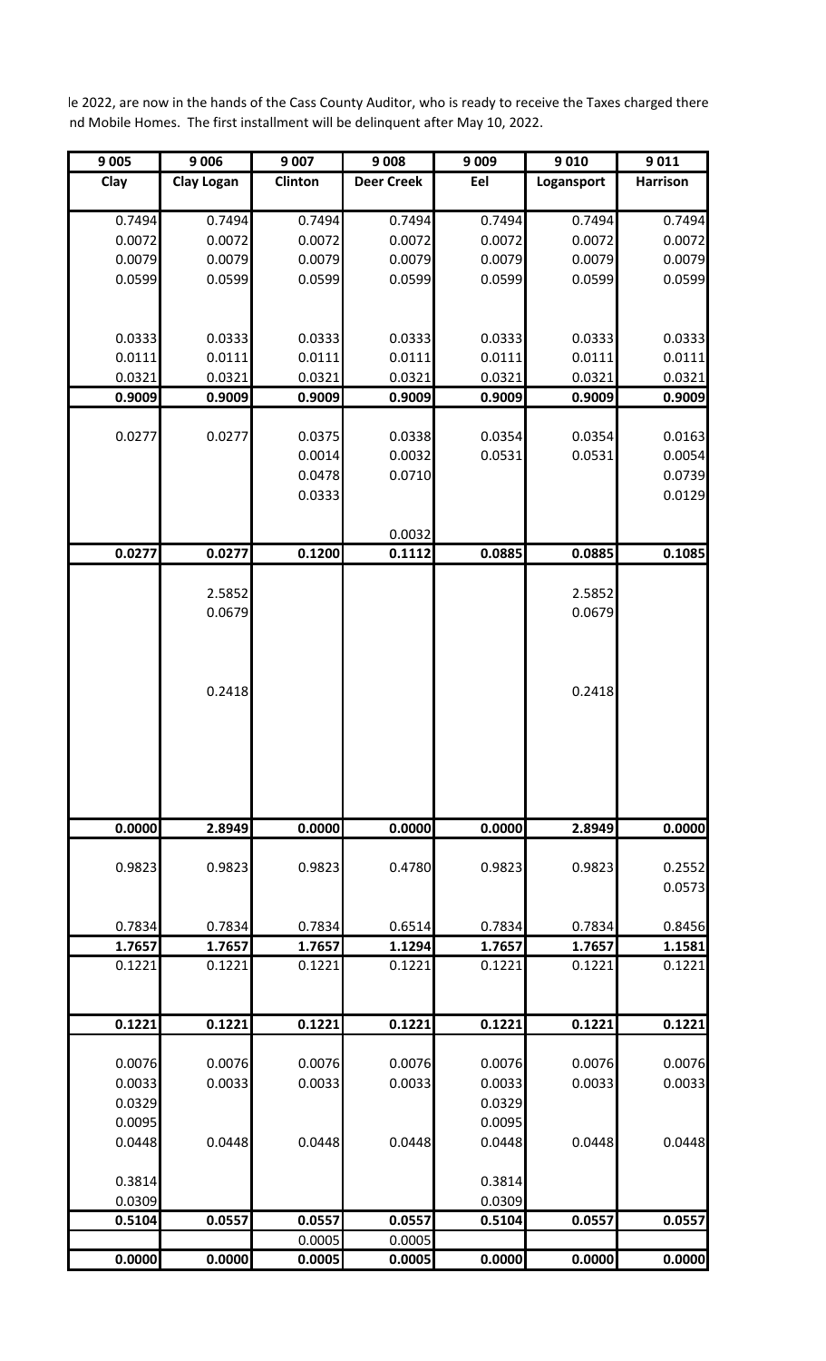le 2022, are now in the hands of the Cass County Auditor, who is ready to receive the Taxes charged there
nd Mobile Homes. The first installment will be delinquent after May 10, 2022.

| 9 005 | 9 006 | 9 007 | 9 008 | 9 009 | 9 010 | 9 011 |
|---|---|---|---|---|---|---|
| **Clay** | **Clay Logan** | **Clinton** | **Deer Creek** | **Eel** | **Logansport** | **Harrison** |
| 0.7494 | 0.7494 | 0.7494 | 0.7494 | 0.7494 | 0.7494 | 0.7494 |
| 0.0072 | 0.0072 | 0.0072 | 0.0072 | 0.0072 | 0.0072 | 0.0072 |
| 0.0079 | 0.0079 | 0.0079 | 0.0079 | 0.0079 | 0.0079 | 0.0079 |
| 0.0599 | 0.0599 | 0.0599 | 0.0599 | 0.0599 | 0.0599 | 0.0599 |
| 0.0333 | 0.0333 | 0.0333 | 0.0333 | 0.0333 | 0.0333 | 0.0333 |
| 0.0111 | 0.0111 | 0.0111 | 0.0111 | 0.0111 | 0.0111 | 0.0111 |
| 0.0321 | 0.0321 | 0.0321 | 0.0321 | 0.0321 | 0.0321 | 0.0321 |
| **0.9009** | **0.9009** | **0.9009** | **0.9009** | **0.9009** | **0.9009** | **0.9009** |
| 0.0277 | 0.0277 | 0.0375 | 0.0338 | 0.0354 | 0.0354 | 0.0163 |
| | | 0.0014 | 0.0032 | 0.0531 | 0.0531 | 0.0054 |
| | | 0.0478 | 0.0710 | | | 0.0739 |
| | | 0.0333 | | | | 0.0129 |
| | | | 0.0032 | | | |
| **0.0277** | **0.0277** | **0.1200** | **0.1112** | **0.0885** | **0.0885** | **0.1085** |
| | 2.5852 | | | | 2.5852 | |
| | 0.0679 | | | | 0.0679 | |
| | 0.2418 | | | | 0.2418 | |
| **0.0000** | **2.8949** | **0.0000** | **0.0000** | **0.0000** | **2.8949** | **0.0000** |
| 0.9823 | 0.9823 | 0.9823 | 0.4780 | 0.9823 | 0.9823 | 0.2552 |
| | | | | | | 0.0573 |
| 0.7834 | 0.7834 | 0.7834 | 0.6514 | 0.7834 | 0.7834 | 0.8456 |
| **1.7657** | **1.7657** | **1.7657** | **1.1294** | **1.7657** | **1.7657** | **1.1581** |
| 0.1221 | 0.1221 | 0.1221 | 0.1221 | 0.1221 | 0.1221 | 0.1221 |
| **0.1221** | **0.1221** | **0.1221** | **0.1221** | **0.1221** | **0.1221** | **0.1221** |
| 0.0076 | 0.0076 | 0.0076 | 0.0076 | 0.0076 | 0.0076 | 0.0076 |
| 0.0033 | 0.0033 | 0.0033 | 0.0033 | 0.0033 | 0.0033 | 0.0033 |
| 0.0329 | | | | 0.0329 | | |
| 0.0095 | | | | 0.0095 | | |
| 0.0448 | 0.0448 | 0.0448 | 0.0448 | 0.0448 | 0.0448 | 0.0448 |
| 0.3814 | | | | 0.3814 | | |
| 0.0309 | | | | 0.0309 | | |
| **0.5104** | **0.0557** | **0.0557** | **0.0557** | **0.5104** | **0.0557** | **0.0557** |
| | | 0.0005 | 0.0005 | | | |
| **0.0000** | **0.0000** | **0.0005** | **0.0005** | **0.0000** | **0.0000** | **0.0000** |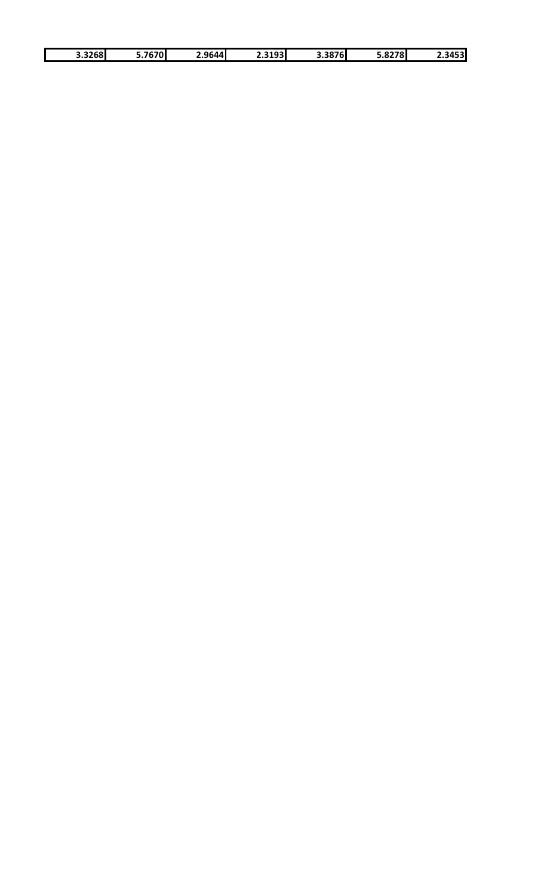| | | | | | | |
|---|---|---|---|---|---|---|
| **3.3268** | **5.7670** | **2.9644** | **2.3193** | **3.3876** | **5.8278** | **2.3453** |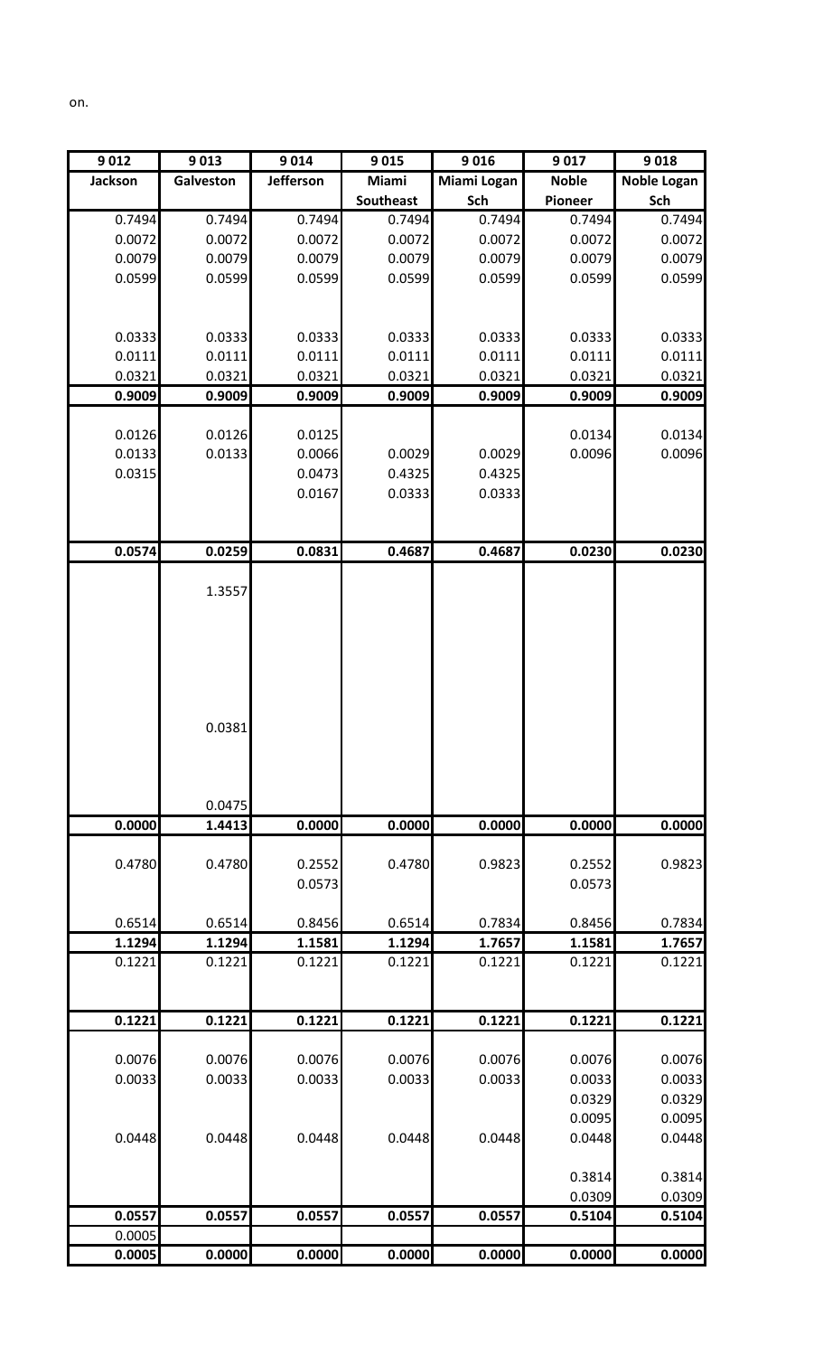on.

| 9 012 | 9 013 | 9 014 | 9 015 | 9 016 | 9 017 | 9 018 |
|---|---|---|---|---|---|---|
| **Jackson** | **Galveston** | **Jefferson** | **Miami Southeast** | **Miami Logan Sch** | **Noble Pioneer** | **Noble Logan Sch** |
| 0.7494 | 0.7494 | 0.7494 | 0.7494 | 0.7494 | 0.7494 | 0.7494 |
| 0.0072 | 0.0072 | 0.0072 | 0.0072 | 0.0072 | 0.0072 | 0.0072 |
| 0.0079 | 0.0079 | 0.0079 | 0.0079 | 0.0079 | 0.0079 | 0.0079 |
| 0.0599 | 0.0599 | 0.0599 | 0.0599 | 0.0599 | 0.0599 | 0.0599 |
| 0.0333 | 0.0333 | 0.0333 | 0.0333 | 0.0333 | 0.0333 | 0.0333 |
| 0.0111 | 0.0111 | 0.0111 | 0.0111 | 0.0111 | 0.0111 | 0.0111 |
| 0.0321 | 0.0321 | 0.0321 | 0.0321 | 0.0321 | 0.0321 | 0.0321 |
| **0.9009** | **0.9009** | **0.9009** | **0.9009** | **0.9009** | **0.9009** | **0.9009** |
| 0.0126 | 0.0126 | 0.0125 | | | 0.0134 | 0.0134 |
| 0.0133 | 0.0133 | 0.0066 | 0.0029 | 0.0029 | 0.0096 | 0.0096 |
| 0.0315 | | 0.0473 | 0.4325 | 0.4325 | | |
| | | 0.0167 | 0.0333 | 0.0333 | | |
| **0.0574** | **0.0259** | **0.0831** | **0.4687** | **0.4687** | **0.0230** | **0.0230** |
| | 1.3557 | | | | | |
| | 0.0381 | | | | | |
| | 0.0475 | | | | | |
| **0.0000** | **1.4413** | **0.0000** | **0.0000** | **0.0000** | **0.0000** | **0.0000** |
| 0.4780 | 0.4780 | 0.2552 | 0.4780 | 0.9823 | 0.2552 | 0.9823 |
| | | 0.0573 | | | 0.0573 | |
| 0.6514 | 0.6514 | 0.8456 | 0.6514 | 0.7834 | 0.8456 | 0.7834 |
| **1.1294** | **1.1294** | **1.1581** | **1.1294** | **1.7657** | **1.1581** | **1.7657** |
| 0.1221 | 0.1221 | 0.1221 | 0.1221 | 0.1221 | 0.1221 | 0.1221 |
| **0.1221** | **0.1221** | **0.1221** | **0.1221** | **0.1221** | **0.1221** | **0.1221** |
| 0.0076 | 0.0076 | 0.0076 | 0.0076 | 0.0076 | 0.0076 | 0.0076 |
| 0.0033 | 0.0033 | 0.0033 | 0.0033 | 0.0033 | 0.0033 | 0.0033 |
| | | | | | 0.0329 | 0.0329 |
| | | | | | 0.0095 | 0.0095 |
| 0.0448 | 0.0448 | 0.0448 | 0.0448 | 0.0448 | 0.0448 | 0.0448 |
| | | | | | 0.3814 | 0.3814 |
| | | | | | 0.0309 | 0.0309 |
| **0.0557** | **0.0557** | **0.0557** | **0.0557** | **0.0557** | **0.5104** | **0.5104** |
| 0.0005 | | | | | | |
| **0.0005** | **0.0000** | **0.0000** | **0.0000** | **0.0000** | **0.0000** | **0.0000** |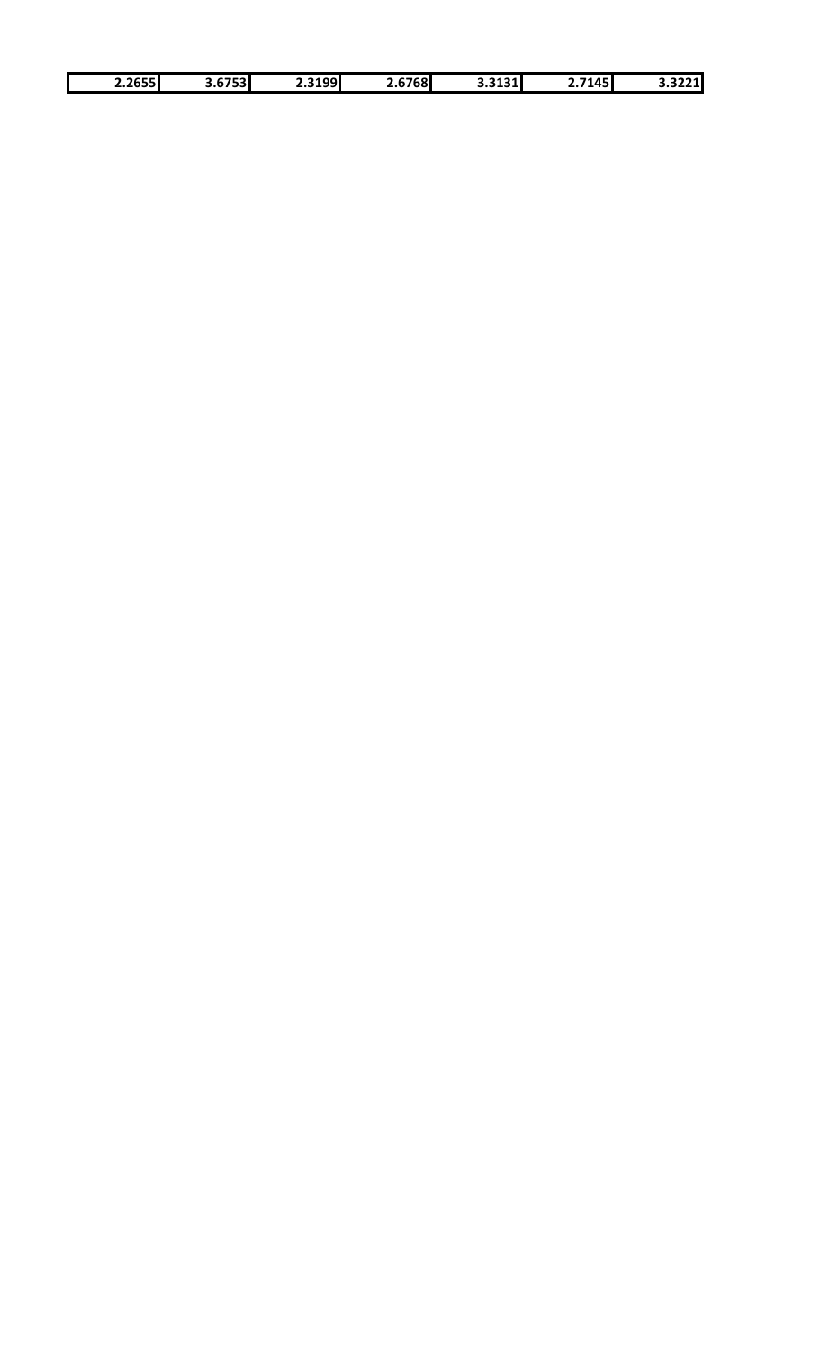| | | | | | | |
|---|---|---|---|---|---|---|
| **2.2655** | **3.6753** | **2.3199** | **2.6768** | **3.3131** | **2.7145** | **3.3221** |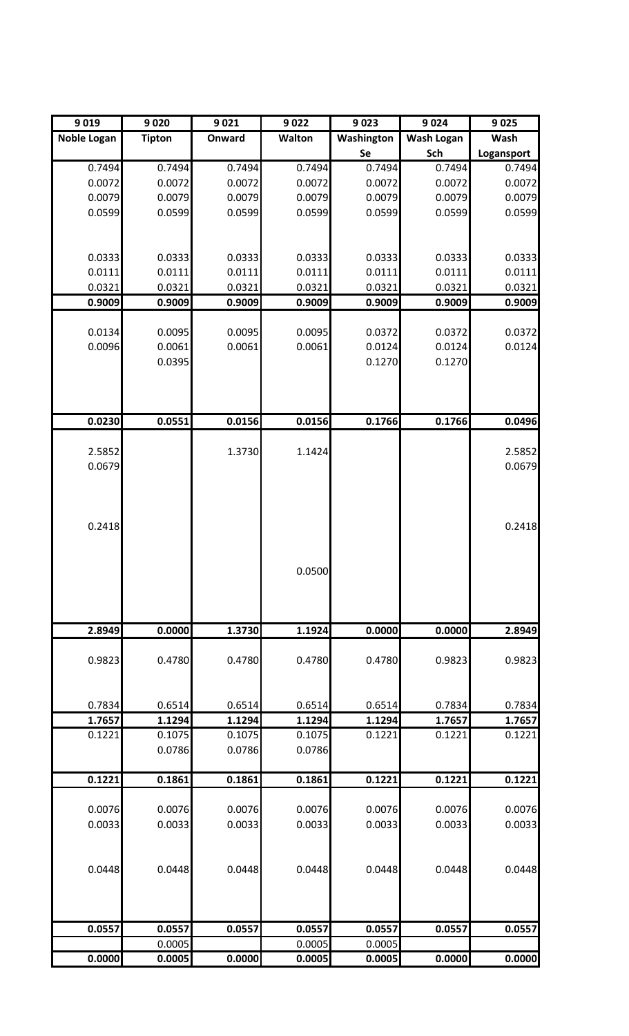| 9 019 | 9 020 | 9 021 | 9 022 | 9 023 | 9 024 | 9 025 |
|---|---|---|---|---|---|---|
| **Noble Logan** | **Tipton** | **Onward** | **Walton** | **Washington Se** | **Wash Logan Sch** | **Wash Logansport** |
| 0.7494 | 0.7494 | 0.7494 | 0.7494 | 0.7494 | 0.7494 | 0.7494 |
| 0.0072 | 0.0072 | 0.0072 | 0.0072 | 0.0072 | 0.0072 | 0.0072 |
| 0.0079 | 0.0079 | 0.0079 | 0.0079 | 0.0079 | 0.0079 | 0.0079 |
| 0.0599 | 0.0599 | 0.0599 | 0.0599 | 0.0599 | 0.0599 | 0.0599 |
| 0.0333 | 0.0333 | 0.0333 | 0.0333 | 0.0333 | 0.0333 | 0.0333 |
| 0.0111 | 0.0111 | 0.0111 | 0.0111 | 0.0111 | 0.0111 | 0.0111 |
| 0.0321 | 0.0321 | 0.0321 | 0.0321 | 0.0321 | 0.0321 | 0.0321 |
| **0.9009** | **0.9009** | **0.9009** | **0.9009** | **0.9009** | **0.9009** | **0.9009** |
| 0.0134 | 0.0095 | 0.0095 | 0.0095 | 0.0372 | 0.0372 | 0.0372 |
| 0.0096 | 0.0061 | 0.0061 | 0.0061 | 0.0124 | 0.0124 | 0.0124 |
| | 0.0395 | | | 0.1270 | 0.1270 | |
| **0.0230** | **0.0551** | **0.0156** | **0.0156** | **0.1766** | **0.1766** | **0.0496** |
| 2.5852 | | 1.3730 | 1.1424 | | | 2.5852 |
| 0.0679 | | | | | | 0.0679 |
| 0.2418 | | | | | | 0.2418 |
| | | | 0.0500 | | | |
| **2.8949** | **0.0000** | **1.3730** | **1.1924** | **0.0000** | **0.0000** | **2.8949** |
| 0.9823 | 0.4780 | 0.4780 | 0.4780 | 0.4780 | 0.9823 | 0.9823 |
| 0.7834 | 0.6514 | 0.6514 | 0.6514 | 0.6514 | 0.7834 | 0.7834 |
| **1.7657** | **1.1294** | **1.1294** | **1.1294** | **1.1294** | **1.7657** | **1.7657** |
| 0.1221 | 0.1075 | 0.1075 | 0.1075 | 0.1221 | 0.1221 | 0.1221 |
| | 0.0786 | 0.0786 | 0.0786 | | | |
| **0.1221** | **0.1861** | **0.1861** | **0.1861** | **0.1221** | **0.1221** | **0.1221** |
| 0.0076 | 0.0076 | 0.0076 | 0.0076 | 0.0076 | 0.0076 | 0.0076 |
| 0.0033 | 0.0033 | 0.0033 | 0.0033 | 0.0033 | 0.0033 | 0.0033 |
| 0.0448 | 0.0448 | 0.0448 | 0.0448 | 0.0448 | 0.0448 | 0.0448 |
| **0.0557** | **0.0557** | **0.0557** | **0.0557** | **0.0557** | **0.0557** | **0.0557** |
| | 0.0005 | | 0.0005 | 0.0005 | | |
| **0.0000** | **0.0005** | **0.0000** | **0.0005** | **0.0005** | **0.0000** | **0.0000** |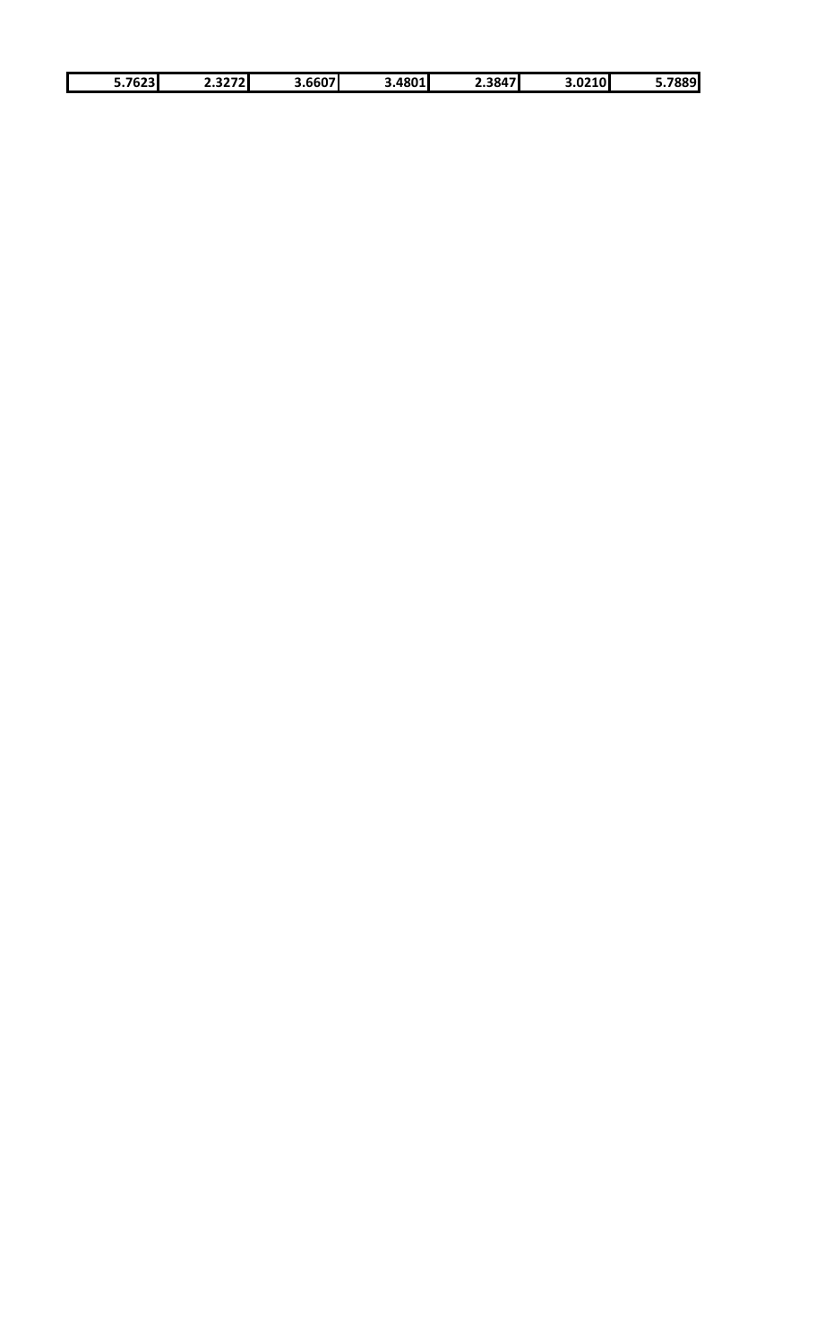| | | | | | | |
|---|---|---|---|---|---|---|
| **5.7623** | **2.3272** | **3.6607** | **3.4801** | **2.3847** | **3.0210** | **5.7889** |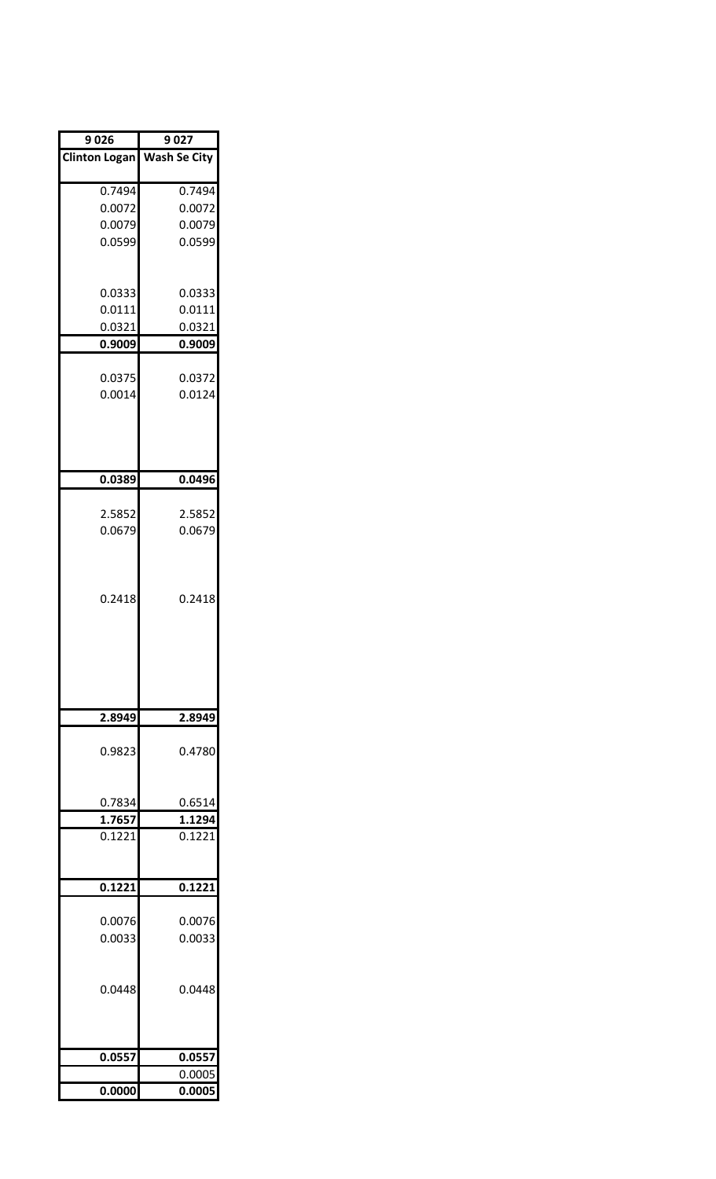| 9 026 | 9 027 |
|---|---|
| **Clinton Logan** | **Wash Se City** |
| 0.7494 | 0.7494 |
| 0.0072 | 0.0072 |
| 0.0079 | 0.0079 |
| 0.0599 | 0.0599 |
| 0.0333 | 0.0333 |
| 0.0111 | 0.0111 |
| 0.0321 | 0.0321 |
| **0.9009** | **0.9009** |
| 0.0375 | 0.0372 |
| 0.0014 | 0.0124 |
| **0.0389** | **0.0496** |
| 2.5852 | 2.5852 |
| 0.0679 | 0.0679 |
| 0.2418 | 0.2418 |
| **2.8949** | **2.8949** |
| 0.9823 | 0.4780 |
| 0.7834 | 0.6514 |
| **1.7657** | **1.1294** |
| 0.1221 | 0.1221 |
| **0.1221** | **0.1221** |
| 0.0076 | 0.0076 |
| 0.0033 | 0.0033 |
| 0.0448 | 0.0448 |
| **0.0557** | **0.0557** |
| | 0.0005 |
| **0.0000** | **0.0005** |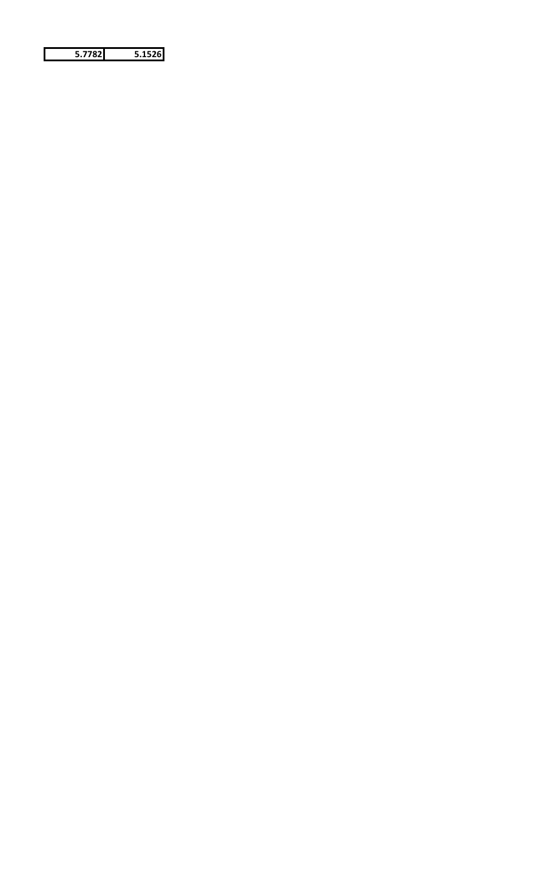| | |
|---|---|
| **5.7782** | **5.1526** |